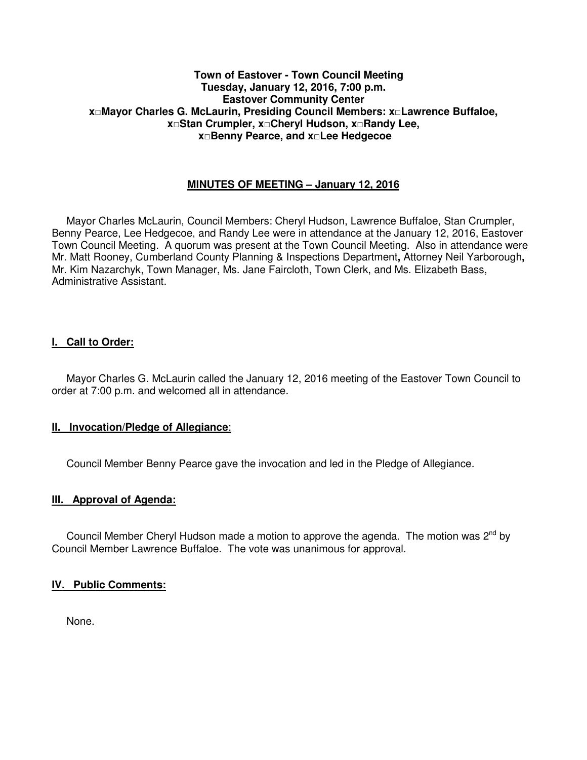**Town of Eastover - Town Council Meeting**
**Tuesday, January 12, 2016, 7:00 p.m.**
**Eastover Community Center**
**x□Mayor Charles G. McLaurin, Presiding Council Members: x□Lawrence Buffaloe, x□Stan Crumpler, x□Cheryl Hudson, x□Randy Lee, x□Benny Pearce, and x□Lee Hedgecoe**

## MINUTES OF MEETING – January 12, 2016

Mayor Charles McLaurin, Council Members: Cheryl Hudson, Lawrence Buffaloe, Stan Crumpler, Benny Pearce, Lee Hedgecoe, and Randy Lee were in attendance at the January 12, 2016, Eastover Town Council Meeting. A quorum was present at the Town Council Meeting. Also in attendance were Mr. Matt Rooney, Cumberland County Planning & Inspections Department**,** Attorney Neil Yarborough**,** Mr. Kim Nazarchyk, Town Manager, Ms. Jane Faircloth, Town Clerk, and Ms. Elizabeth Bass, Administrative Assistant.

## I. Call to Order:

Mayor Charles G. McLaurin called the January 12, 2016 meeting of the Eastover Town Council to order at 7:00 p.m. and welcomed all in attendance.

## II. Invocation/Pledge of Allegiance:

Council Member Benny Pearce gave the invocation and led in the Pledge of Allegiance.

## III. Approval of Agenda:

Council Member Cheryl Hudson made a motion to approve the agenda. The motion was 2nd by Council Member Lawrence Buffaloe. The vote was unanimous for approval.

## IV. Public Comments:

None.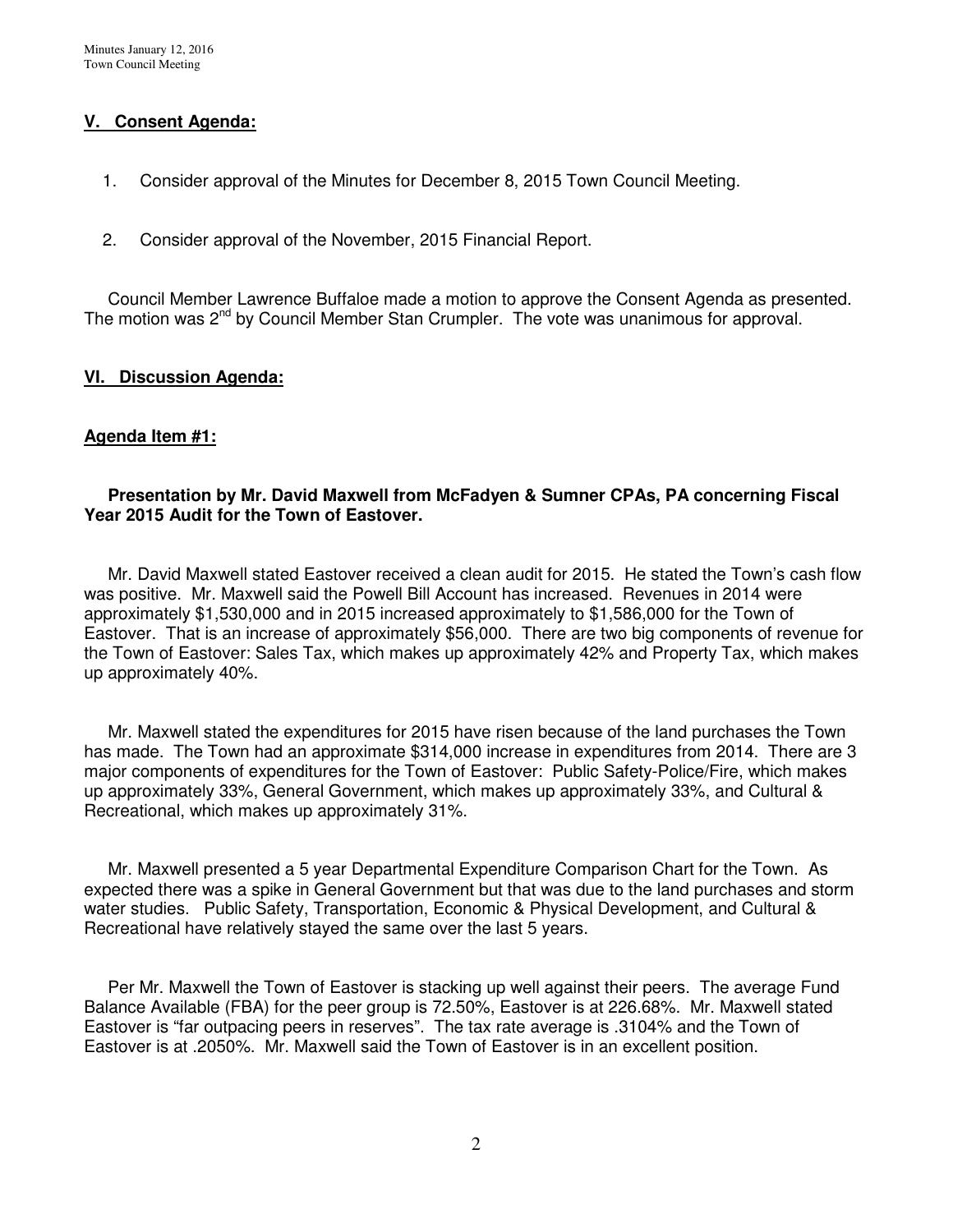## **V. Consent Agenda:**

1. Consider approval of the Minutes for December 8, 2015 Town Council Meeting.

2. Consider approval of the November, 2015 Financial Report.

Council Member Lawrence Buffaloe made a motion to approve the Consent Agenda as presented. The motion was 2nd by Council Member Stan Crumpler. The vote was unanimous for approval.

## **VI. Discussion Agenda:**

### **Agenda Item #1:**

**Presentation by Mr. David Maxwell from McFadyen & Sumner CPAs, PA concerning Fiscal Year 2015 Audit for the Town of Eastover.**

Mr. David Maxwell stated Eastover received a clean audit for 2015. He stated the Town's cash flow was positive. Mr. Maxwell said the Powell Bill Account has increased. Revenues in 2014 were approximately $1,530,000 and in 2015 increased approximately to $1,586,000 for the Town of Eastover. That is an increase of approximately $56,000. There are two big components of revenue for the Town of Eastover: Sales Tax, which makes up approximately 42% and Property Tax, which makes up approximately 40%.

Mr. Maxwell stated the expenditures for 2015 have risen because of the land purchases the Town has made. The Town had an approximate $314,000 increase in expenditures from 2014. There are 3 major components of expenditures for the Town of Eastover: Public Safety-Police/Fire, which makes up approximately 33%, General Government, which makes up approximately 33%, and Cultural & Recreational, which makes up approximately 31%.

Mr. Maxwell presented a 5 year Departmental Expenditure Comparison Chart for the Town. As expected there was a spike in General Government but that was due to the land purchases and storm water studies. Public Safety, Transportation, Economic & Physical Development, and Cultural & Recreational have relatively stayed the same over the last 5 years.

Per Mr. Maxwell the Town of Eastover is stacking up well against their peers. The average Fund Balance Available (FBA) for the peer group is 72.50%, Eastover is at 226.68%. Mr. Maxwell stated Eastover is "far outpacing peers in reserves". The tax rate average is .3104% and the Town of Eastover is at .2050%. Mr. Maxwell said the Town of Eastover is in an excellent position.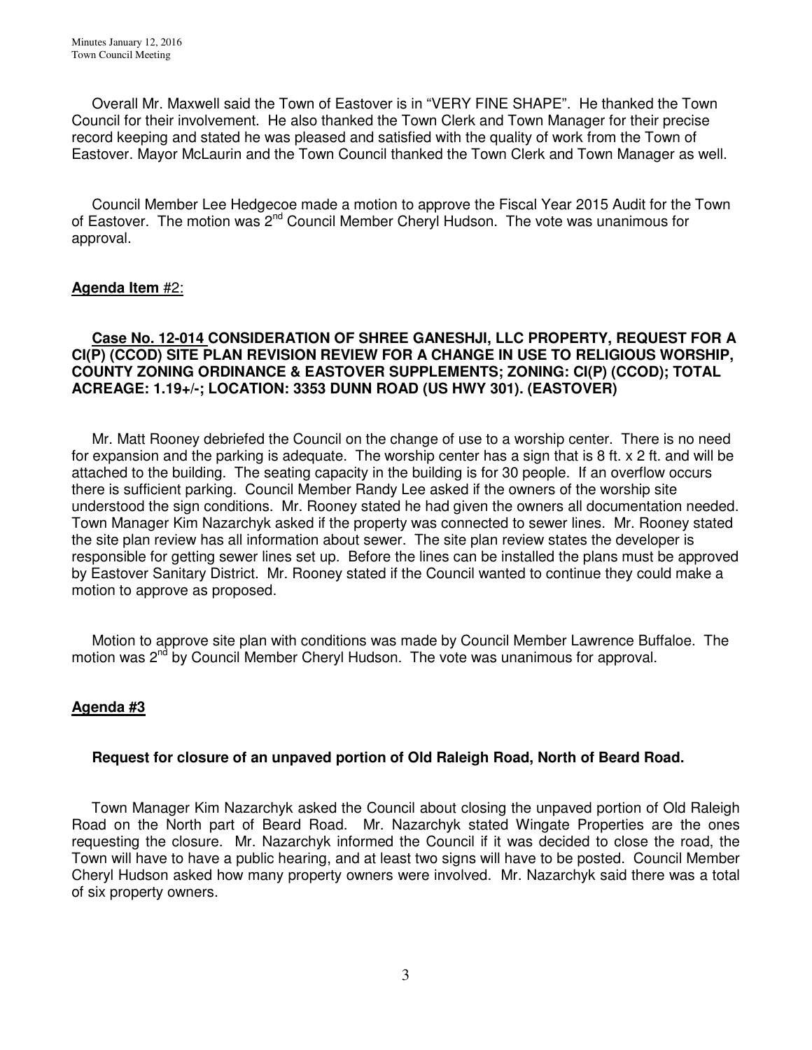Overall Mr. Maxwell said the Town of Eastover is in "VERY FINE SHAPE". He thanked the Town Council for their involvement. He also thanked the Town Clerk and Town Manager for their precise record keeping and stated he was pleased and satisfied with the quality of work from the Town of Eastover. Mayor McLaurin and the Town Council thanked the Town Clerk and Town Manager as well.

Council Member Lee Hedgecoe made a motion to approve the Fiscal Year 2015 Audit for the Town of Eastover. The motion was 2nd Council Member Cheryl Hudson. The vote was unanimous for approval.

**Agenda Item** #2:

**Case No. 12-014 CONSIDERATION OF SHREE GANESHJI, LLC PROPERTY, REQUEST FOR A CI(P) (CCOD) SITE PLAN REVISION REVIEW FOR A CHANGE IN USE TO RELIGIOUS WORSHIP, COUNTY ZONING ORDINANCE & EASTOVER SUPPLEMENTS; ZONING: CI(P) (CCOD); TOTAL ACREAGE: 1.19+/-; LOCATION: 3353 DUNN ROAD (US HWY 301). (EASTOVER)**

Mr. Matt Rooney debriefed the Council on the change of use to a worship center. There is no need for expansion and the parking is adequate. The worship center has a sign that is 8 ft. x 2 ft. and will be attached to the building. The seating capacity in the building is for 30 people. If an overflow occurs there is sufficient parking. Council Member Randy Lee asked if the owners of the worship site understood the sign conditions. Mr. Rooney stated he had given the owners all documentation needed. Town Manager Kim Nazarchyk asked if the property was connected to sewer lines. Mr. Rooney stated the site plan review has all information about sewer. The site plan review states the developer is responsible for getting sewer lines set up. Before the lines can be installed the plans must be approved by Eastover Sanitary District. Mr. Rooney stated if the Council wanted to continue they could make a motion to approve as proposed.

Motion to approve site plan with conditions was made by Council Member Lawrence Buffaloe. The motion was 2nd by Council Member Cheryl Hudson. The vote was unanimous for approval.

**Agenda #3**

**Request for closure of an unpaved portion of Old Raleigh Road, North of Beard Road.**

Town Manager Kim Nazarchyk asked the Council about closing the unpaved portion of Old Raleigh Road on the North part of Beard Road. Mr. Nazarchyk stated Wingate Properties are the ones requesting the closure. Mr. Nazarchyk informed the Council if it was decided to close the road, the Town will have to have a public hearing, and at least two signs will have to be posted. Council Member Cheryl Hudson asked how many property owners were involved. Mr. Nazarchyk said there was a total of six property owners.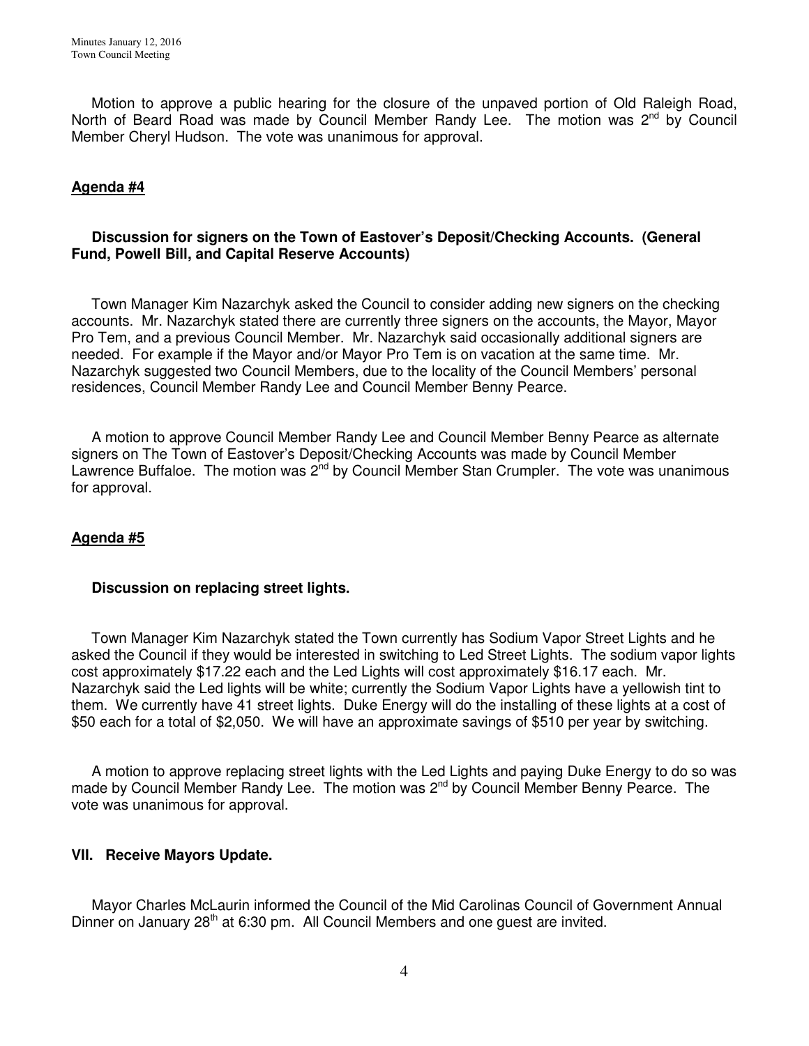Motion to approve a public hearing for the closure of the unpaved portion of Old Raleigh Road, North of Beard Road was made by Council Member Randy Lee. The motion was 2nd by Council Member Cheryl Hudson. The vote was unanimous for approval.

## Agenda #4

**Discussion for signers on the Town of Eastover's Deposit/Checking Accounts. (General Fund, Powell Bill, and Capital Reserve Accounts)**

Town Manager Kim Nazarchyk asked the Council to consider adding new signers on the checking accounts. Mr. Nazarchyk stated there are currently three signers on the accounts, the Mayor, Mayor Pro Tem, and a previous Council Member. Mr. Nazarchyk said occasionally additional signers are needed. For example if the Mayor and/or Mayor Pro Tem is on vacation at the same time. Mr. Nazarchyk suggested two Council Members, due to the locality of the Council Members' personal residences, Council Member Randy Lee and Council Member Benny Pearce.

A motion to approve Council Member Randy Lee and Council Member Benny Pearce as alternate signers on The Town of Eastover's Deposit/Checking Accounts was made by Council Member Lawrence Buffaloe. The motion was 2nd by Council Member Stan Crumpler. The vote was unanimous for approval.

## Agenda #5

**Discussion on replacing street lights.**

Town Manager Kim Nazarchyk stated the Town currently has Sodium Vapor Street Lights and he asked the Council if they would be interested in switching to Led Street Lights. The sodium vapor lights cost approximately $17.22 each and the Led Lights will cost approximately $16.17 each. Mr. Nazarchyk said the Led lights will be white; currently the Sodium Vapor Lights have a yellowish tint to them. We currently have 41 street lights. Duke Energy will do the installing of these lights at a cost of $50 each for a total of $2,050. We will have an approximate savings of $510 per year by switching.

A motion to approve replacing street lights with the Led Lights and paying Duke Energy to do so was made by Council Member Randy Lee. The motion was 2nd by Council Member Benny Pearce. The vote was unanimous for approval.

## VII. Receive Mayors Update.

Mayor Charles McLaurin informed the Council of the Mid Carolinas Council of Government Annual Dinner on January 28th at 6:30 pm. All Council Members and one guest are invited.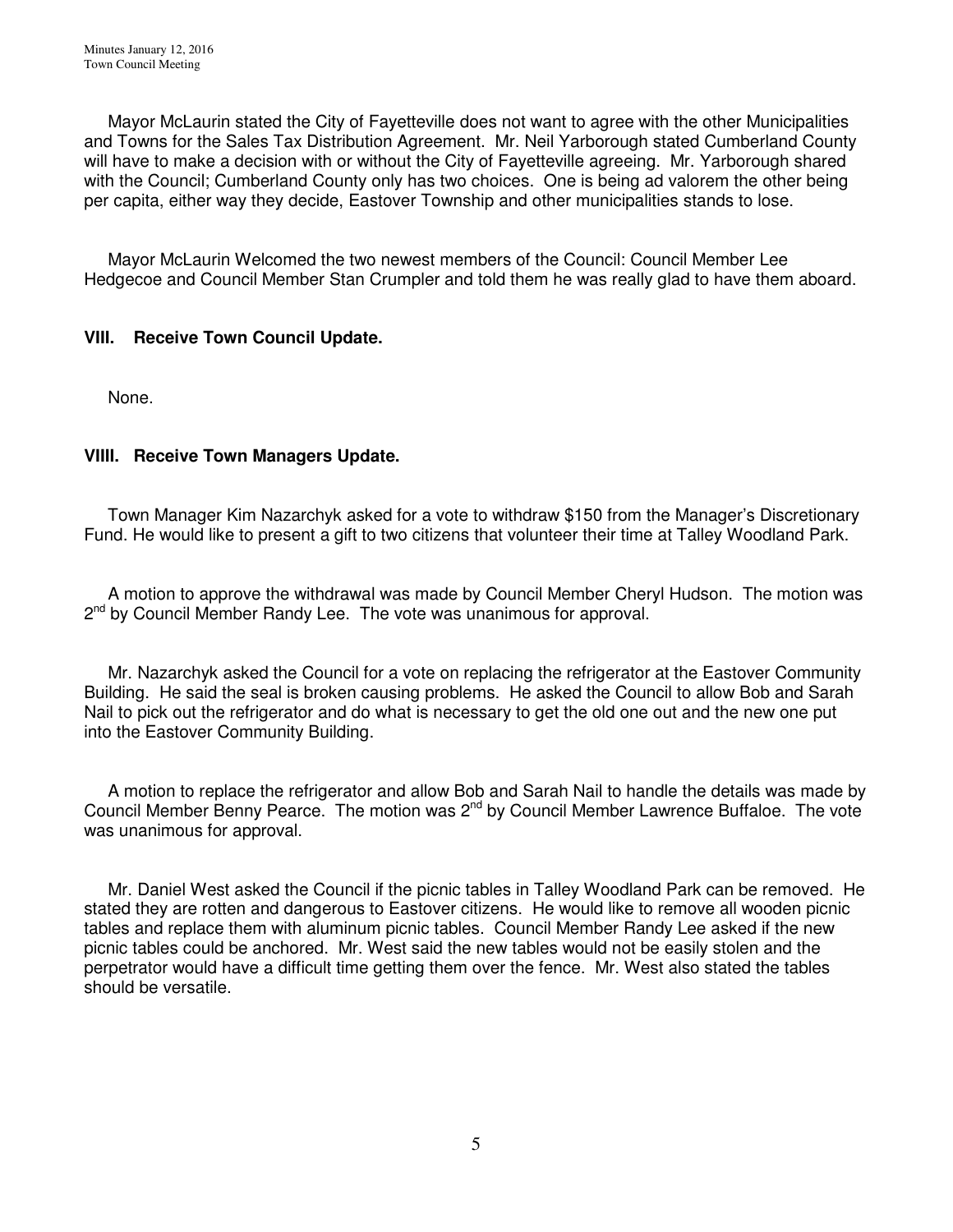Mayor McLaurin stated the City of Fayetteville does not want to agree with the other Municipalities and Towns for the Sales Tax Distribution Agreement. Mr. Neil Yarborough stated Cumberland County will have to make a decision with or without the City of Fayetteville agreeing. Mr. Yarborough shared with the Council; Cumberland County only has two choices. One is being ad valorem the other being per capita, either way they decide, Eastover Township and other municipalities stands to lose.

Mayor McLaurin Welcomed the two newest members of the Council: Council Member Lee Hedgecoe and Council Member Stan Crumpler and told them he was really glad to have them aboard.

## VIII. Receive Town Council Update.

None.

## VIIII. Receive Town Managers Update.

Town Manager Kim Nazarchyk asked for a vote to withdraw $150 from the Manager's Discretionary Fund. He would like to present a gift to two citizens that volunteer their time at Talley Woodland Park.

A motion to approve the withdrawal was made by Council Member Cheryl Hudson. The motion was 2nd by Council Member Randy Lee. The vote was unanimous for approval.

Mr. Nazarchyk asked the Council for a vote on replacing the refrigerator at the Eastover Community Building. He said the seal is broken causing problems. He asked the Council to allow Bob and Sarah Nail to pick out the refrigerator and do what is necessary to get the old one out and the new one put into the Eastover Community Building.

A motion to replace the refrigerator and allow Bob and Sarah Nail to handle the details was made by Council Member Benny Pearce. The motion was 2nd by Council Member Lawrence Buffaloe. The vote was unanimous for approval.

Mr. Daniel West asked the Council if the picnic tables in Talley Woodland Park can be removed. He stated they are rotten and dangerous to Eastover citizens. He would like to remove all wooden picnic tables and replace them with aluminum picnic tables. Council Member Randy Lee asked if the new picnic tables could be anchored. Mr. West said the new tables would not be easily stolen and the perpetrator would have a difficult time getting them over the fence. Mr. West also stated the tables should be versatile.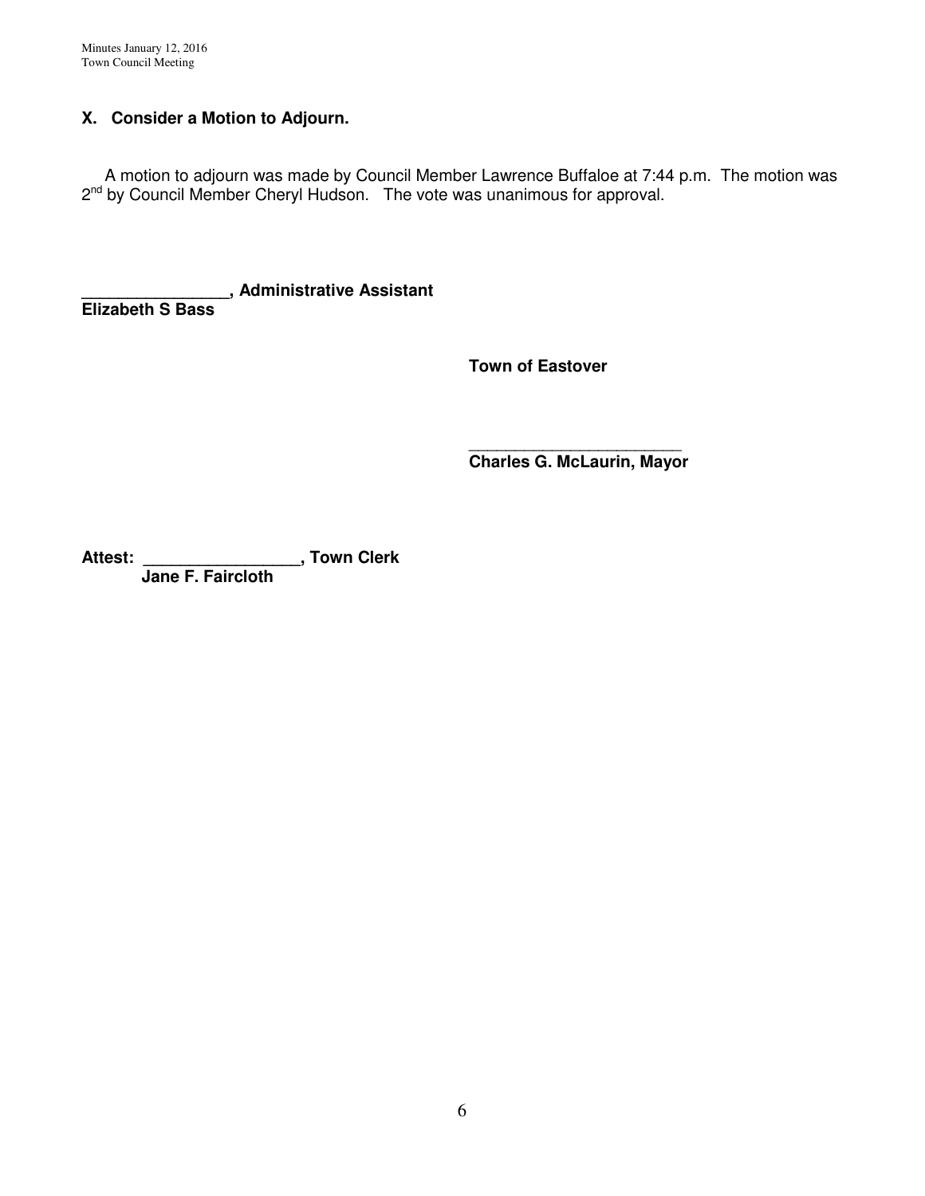### X. Consider a Motion to Adjourn.

A motion to adjourn was made by Council Member Lawrence Buffaloe at 7:44 p.m. The motion was 2[nd] by Council Member Cheryl Hudson. The vote was unanimous for approval.

**________________, Administrative Assistant**
**Elizabeth S Bass**

**Town of Eastover**

________________________
**Charles G. McLaurin, Mayor**

**Attest: ________________, Town Clerk**
**Jane F. Faircloth**